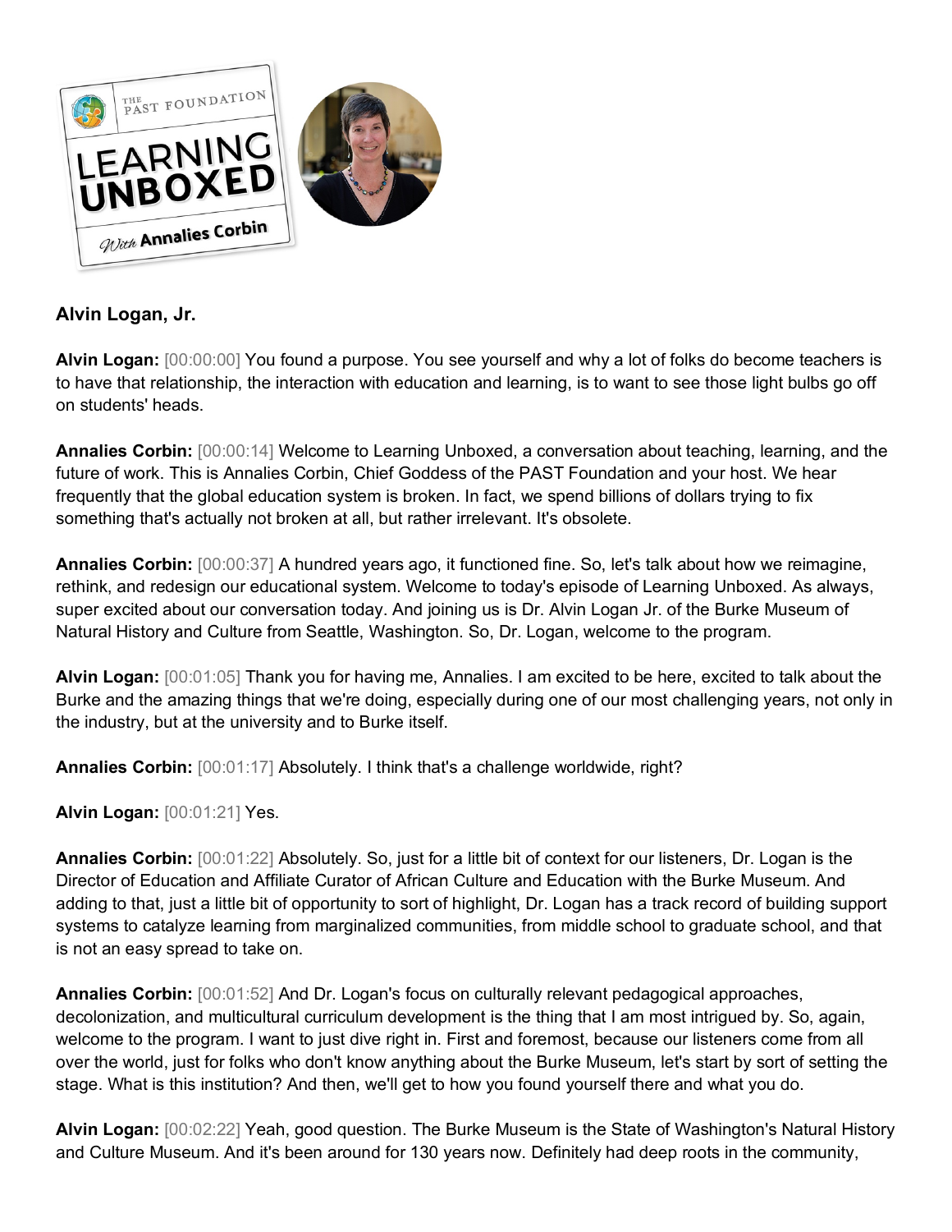**Alvin Logan, Jr.**

**Alvin Logan:** [00:00:00] You found a purpose. You see yourself and why a lot of folks do become teachers is to have that relationship, the interaction with education and learning, is to want to see those light bulbs go off on students' heads.

**Annalies Corbin:** [00:00:14] Welcome to Learning Unboxed, a conversation about teaching, learning, and the future of work. This is Annalies Corbin, Chief Goddess of the PAST Foundation and your host. We hear frequently that the global education system is broken. In fact, we spend billions of dollars trying to fix something that's actually not broken at all, but rather irrelevant. It's obsolete.

**Annalies Corbin:** [00:00:37] A hundred years ago, it functioned fine. So, let's talk about how we reimagine, rethink, and redesign our educational system. Welcome to today's episode of Learning Unboxed. As always, super excited about our conversation today. And joining us is Dr. Alvin Logan Jr. of the Burke Museum of Natural History and Culture from Seattle, Washington. So, Dr. Logan, welcome to the program.

**Alvin Logan:** [00:01:05] Thank you for having me, Annalies. I am excited to be here, excited to talk about the Burke and the amazing things that we're doing, especially during one of our most challenging years, not only in the industry, but at the university and to Burke itself.

**Annalies Corbin:** [00:01:17] Absolutely. I think that's a challenge worldwide, right?

**Alvin Logan:** [00:01:21] Yes.

**Annalies Corbin:** [00:01:22] Absolutely. So, just for a little bit of context for our listeners, Dr. Logan is the Director of Education and Affiliate Curator of African Culture and Education with the Burke Museum. And adding to that, just a little bit of opportunity to sort of highlight, Dr. Logan has a track record of building support systems to catalyze learning from marginalized communities, from middle school to graduate school, and that is not an easy spread to take on.

**Annalies Corbin:** [00:01:52] And Dr. Logan's focus on culturally relevant pedagogical approaches, decolonization, and multicultural curriculum development is the thing that I am most intrigued by. So, again, welcome to the program. I want to just dive right in. First and foremost, because our listeners come from all over the world, just for folks who don't know anything about the Burke Museum, let's start by sort of setting the stage. What is this institution? And then, we'll get to how you found yourself there and what you do.

**Alvin Logan:** [00:02:22] Yeah, good question. The Burke Museum is the State of Washington's Natural History and Culture Museum. And it's been around for 130 years now. Definitely had deep roots in the community,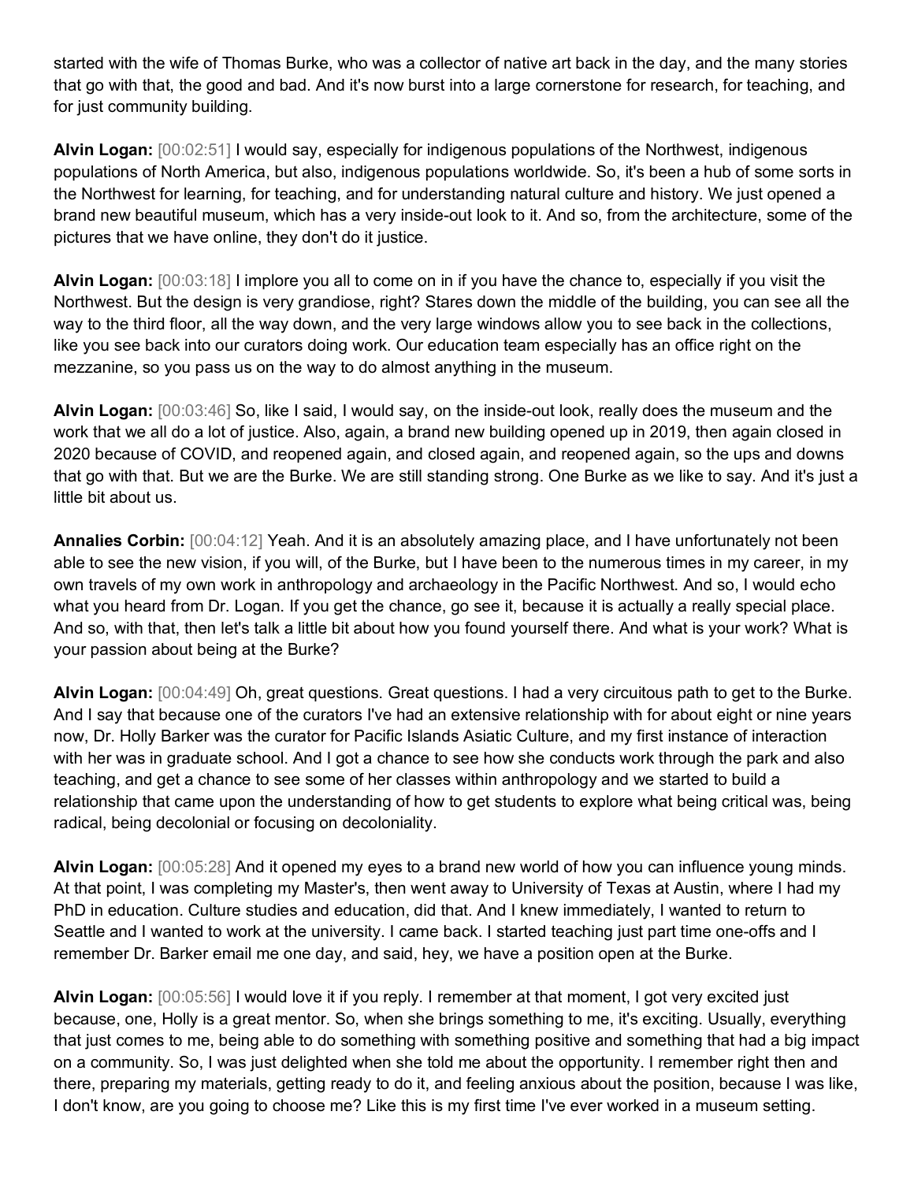started with the wife of Thomas Burke, who was a collector of native art back in the day, and the many stories that go with that, the good and bad. And it's now burst into a large cornerstone for research, for teaching, and for just community building.

**Alvin Logan:** [00:02:51] I would say, especially for indigenous populations of the Northwest, indigenous populations of North America, but also, indigenous populations worldwide. So, it's been a hub of some sorts in the Northwest for learning, for teaching, and for understanding natural culture and history. We just opened a brand new beautiful museum, which has a very inside-out look to it. And so, from the architecture, some of the pictures that we have online, they don't do it justice.

**Alvin Logan:** [00:03:18] I implore you all to come on in if you have the chance to, especially if you visit the Northwest. But the design is very grandiose, right? Stares down the middle of the building, you can see all the way to the third floor, all the way down, and the very large windows allow you to see back in the collections, like you see back into our curators doing work. Our education team especially has an office right on the mezzanine, so you pass us on the way to do almost anything in the museum.

**Alvin Logan:** [00:03:46] So, like I said, I would say, on the inside-out look, really does the museum and the work that we all do a lot of justice. Also, again, a brand new building opened up in 2019, then again closed in 2020 because of COVID, and reopened again, and closed again, and reopened again, so the ups and downs that go with that. But we are the Burke. We are still standing strong. One Burke as we like to say. And it's just a little bit about us.

**Annalies Corbin:** [00:04:12] Yeah. And it is an absolutely amazing place, and I have unfortunately not been able to see the new vision, if you will, of the Burke, but I have been to the numerous times in my career, in my own travels of my own work in anthropology and archaeology in the Pacific Northwest. And so, I would echo what you heard from Dr. Logan. If you get the chance, go see it, because it is actually a really special place. And so, with that, then let's talk a little bit about how you found yourself there. And what is your work? What is your passion about being at the Burke?

**Alvin Logan:** [00:04:49] Oh, great questions. Great questions. I had a very circuitous path to get to the Burke. And I say that because one of the curators I've had an extensive relationship with for about eight or nine years now, Dr. Holly Barker was the curator for Pacific Islands Asiatic Culture, and my first instance of interaction with her was in graduate school. And I got a chance to see how she conducts work through the park and also teaching, and get a chance to see some of her classes within anthropology and we started to build a relationship that came upon the understanding of how to get students to explore what being critical was, being radical, being decolonial or focusing on decoloniality.

**Alvin Logan:** [00:05:28] And it opened my eyes to a brand new world of how you can influence young minds. At that point, I was completing my Master's, then went away to University of Texas at Austin, where I had my PhD in education. Culture studies and education, did that. And I knew immediately, I wanted to return to Seattle and I wanted to work at the university. I came back. I started teaching just part time one-offs and I remember Dr. Barker email me one day, and said, hey, we have a position open at the Burke.

**Alvin Logan:** [00:05:56] I would love it if you reply. I remember at that moment, I got very excited just because, one, Holly is a great mentor. So, when she brings something to me, it's exciting. Usually, everything that just comes to me, being able to do something with something positive and something that had a big impact on a community. So, I was just delighted when she told me about the opportunity. I remember right then and there, preparing my materials, getting ready to do it, and feeling anxious about the position, because I was like, I don't know, are you going to choose me? Like this is my first time I've ever worked in a museum setting.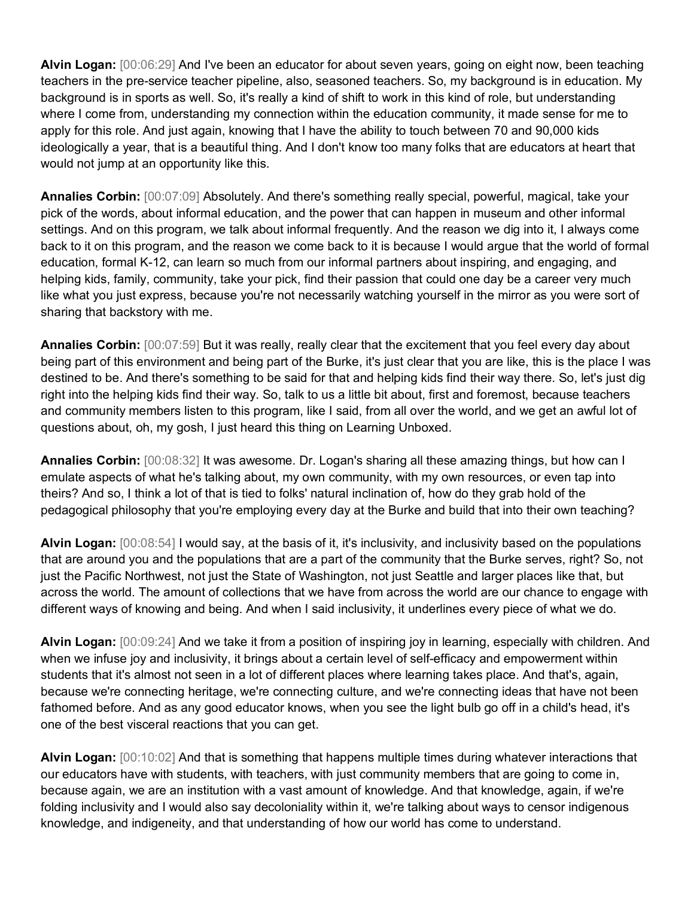**Alvin Logan:** [00:06:29] And I've been an educator for about seven years, going on eight now, been teaching teachers in the pre-service teacher pipeline, also, seasoned teachers. So, my background is in education. My background is in sports as well. So, it's really a kind of shift to work in this kind of role, but understanding where I come from, understanding my connection within the education community, it made sense for me to apply for this role. And just again, knowing that I have the ability to touch between 70 and 90,000 kids ideologically a year, that is a beautiful thing. And I don't know too many folks that are educators at heart that would not jump at an opportunity like this.

**Annalies Corbin:** [00:07:09] Absolutely. And there's something really special, powerful, magical, take your pick of the words, about informal education, and the power that can happen in museum and other informal settings. And on this program, we talk about informal frequently. And the reason we dig into it, I always come back to it on this program, and the reason we come back to it is because I would argue that the world of formal education, formal K-12, can learn so much from our informal partners about inspiring, and engaging, and helping kids, family, community, take your pick, find their passion that could one day be a career very much like what you just express, because you're not necessarily watching yourself in the mirror as you were sort of sharing that backstory with me.

**Annalies Corbin:** [00:07:59] But it was really, really clear that the excitement that you feel every day about being part of this environment and being part of the Burke, it's just clear that you are like, this is the place I was destined to be. And there's something to be said for that and helping kids find their way there. So, let's just dig right into the helping kids find their way. So, talk to us a little bit about, first and foremost, because teachers and community members listen to this program, like I said, from all over the world, and we get an awful lot of questions about, oh, my gosh, I just heard this thing on Learning Unboxed.

**Annalies Corbin:** [00:08:32] It was awesome. Dr. Logan's sharing all these amazing things, but how can I emulate aspects of what he's talking about, my own community, with my own resources, or even tap into theirs? And so, I think a lot of that is tied to folks' natural inclination of, how do they grab hold of the pedagogical philosophy that you're employing every day at the Burke and build that into their own teaching?

**Alvin Logan:** [00:08:54] I would say, at the basis of it, it's inclusivity, and inclusivity based on the populations that are around you and the populations that are a part of the community that the Burke serves, right? So, not just the Pacific Northwest, not just the State of Washington, not just Seattle and larger places like that, but across the world. The amount of collections that we have from across the world are our chance to engage with different ways of knowing and being. And when I said inclusivity, it underlines every piece of what we do.

**Alvin Logan:** [00:09:24] And we take it from a position of inspiring joy in learning, especially with children. And when we infuse joy and inclusivity, it brings about a certain level of self-efficacy and empowerment within students that it's almost not seen in a lot of different places where learning takes place. And that's, again, because we're connecting heritage, we're connecting culture, and we're connecting ideas that have not been fathomed before. And as any good educator knows, when you see the light bulb go off in a child's head, it's one of the best visceral reactions that you can get.

**Alvin Logan:** [00:10:02] And that is something that happens multiple times during whatever interactions that our educators have with students, with teachers, with just community members that are going to come in, because again, we are an institution with a vast amount of knowledge. And that knowledge, again, if we're folding inclusivity and I would also say decoloniality within it, we're talking about ways to censor indigenous knowledge, and indigeneity, and that understanding of how our world has come to understand.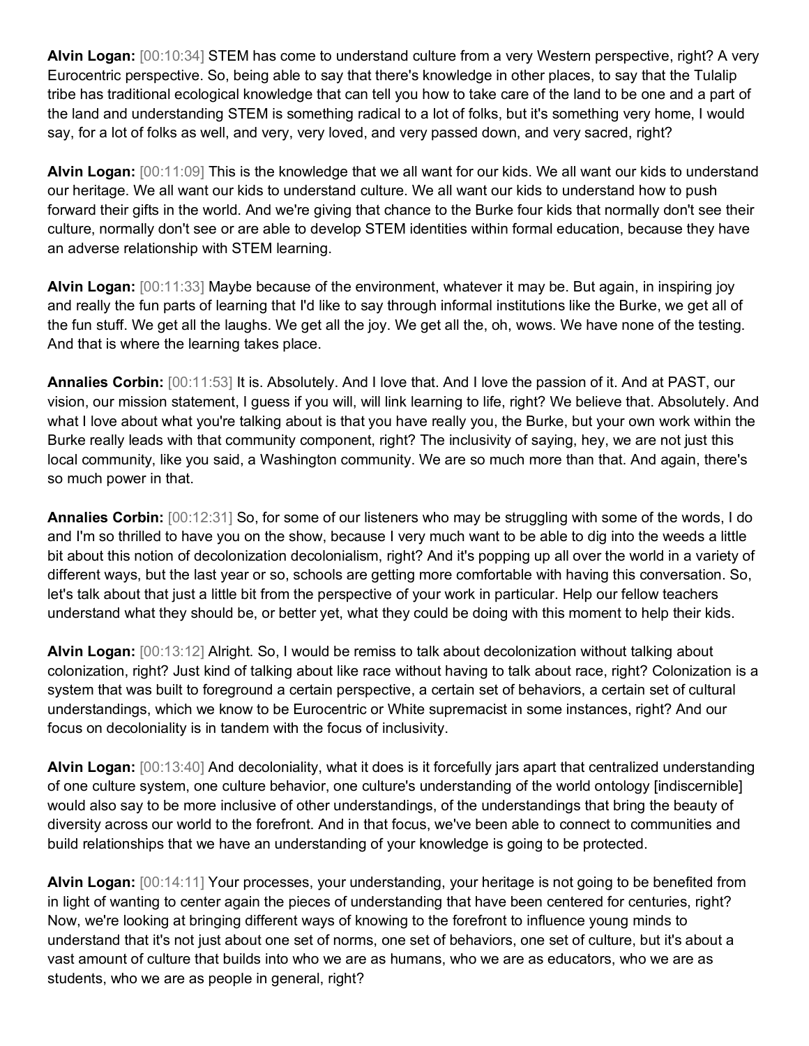**Alvin Logan:** [00:10:34] STEM has come to understand culture from a very Western perspective, right? A very Eurocentric perspective. So, being able to say that there's knowledge in other places, to say that the Tulalip tribe has traditional ecological knowledge that can tell you how to take care of the land to be one and a part of the land and understanding STEM is something radical to a lot of folks, but it's something very home, I would say, for a lot of folks as well, and very, very loved, and very passed down, and very sacred, right?

**Alvin Logan:** [00:11:09] This is the knowledge that we all want for our kids. We all want our kids to understand our heritage. We all want our kids to understand culture. We all want our kids to understand how to push forward their gifts in the world. And we're giving that chance to the Burke four kids that normally don't see their culture, normally don't see or are able to develop STEM identities within formal education, because they have an adverse relationship with STEM learning.

**Alvin Logan:** [00:11:33] Maybe because of the environment, whatever it may be. But again, in inspiring joy and really the fun parts of learning that I'd like to say through informal institutions like the Burke, we get all of the fun stuff. We get all the laughs. We get all the joy. We get all the, oh, wows. We have none of the testing. And that is where the learning takes place.

**Annalies Corbin:** [00:11:53] It is. Absolutely. And I love that. And I love the passion of it. And at PAST, our vision, our mission statement, I guess if you will, will link learning to life, right? We believe that. Absolutely. And what I love about what you're talking about is that you have really you, the Burke, but your own work within the Burke really leads with that community component, right? The inclusivity of saying, hey, we are not just this local community, like you said, a Washington community. We are so much more than that. And again, there's so much power in that.

**Annalies Corbin:** [00:12:31] So, for some of our listeners who may be struggling with some of the words, I do and I'm so thrilled to have you on the show, because I very much want to be able to dig into the weeds a little bit about this notion of decolonization decolonialism, right? And it's popping up all over the world in a variety of different ways, but the last year or so, schools are getting more comfortable with having this conversation. So, let's talk about that just a little bit from the perspective of your work in particular. Help our fellow teachers understand what they should be, or better yet, what they could be doing with this moment to help their kids.

**Alvin Logan:** [00:13:12] Alright. So, I would be remiss to talk about decolonization without talking about colonization, right? Just kind of talking about like race without having to talk about race, right? Colonization is a system that was built to foreground a certain perspective, a certain set of behaviors, a certain set of cultural understandings, which we know to be Eurocentric or White supremacist in some instances, right? And our focus on decoloniality is in tandem with the focus of inclusivity.

**Alvin Logan:** [00:13:40] And decoloniality, what it does is it forcefully jars apart that centralized understanding of one culture system, one culture behavior, one culture's understanding of the world ontology [indiscernible] would also say to be more inclusive of other understandings, of the understandings that bring the beauty of diversity across our world to the forefront. And in that focus, we've been able to connect to communities and build relationships that we have an understanding of your knowledge is going to be protected.

**Alvin Logan:** [00:14:11] Your processes, your understanding, your heritage is not going to be benefited from in light of wanting to center again the pieces of understanding that have been centered for centuries, right? Now, we're looking at bringing different ways of knowing to the forefront to influence young minds to understand that it's not just about one set of norms, one set of behaviors, one set of culture, but it's about a vast amount of culture that builds into who we are as humans, who we are as educators, who we are as students, who we are as people in general, right?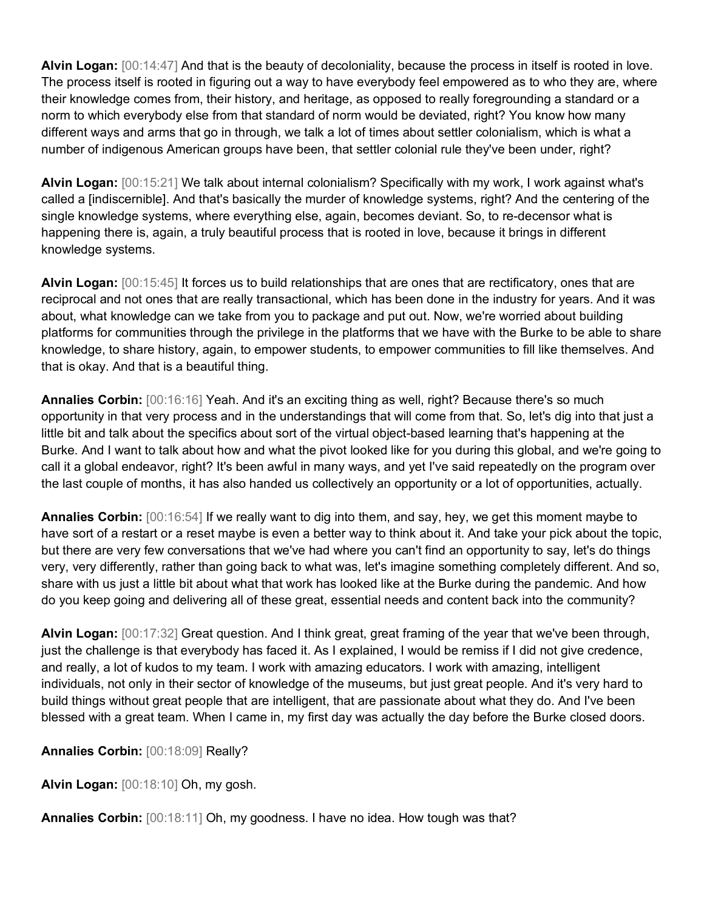**Alvin Logan:** [00:14:47] And that is the beauty of decoloniality, because the process in itself is rooted in love. The process itself is rooted in figuring out a way to have everybody feel empowered as to who they are, where their knowledge comes from, their history, and heritage, as opposed to really foregrounding a standard or a norm to which everybody else from that standard of norm would be deviated, right? You know how many different ways and arms that go in through, we talk a lot of times about settler colonialism, which is what a number of indigenous American groups have been, that settler colonial rule they've been under, right?

**Alvin Logan:** [00:15:21] We talk about internal colonialism? Specifically with my work, I work against what's called a [indiscernible]. And that's basically the murder of knowledge systems, right? And the centering of the single knowledge systems, where everything else, again, becomes deviant. So, to re-decensor what is happening there is, again, a truly beautiful process that is rooted in love, because it brings in different knowledge systems.

**Alvin Logan:** [00:15:45] It forces us to build relationships that are ones that are rectificatory, ones that are reciprocal and not ones that are really transactional, which has been done in the industry for years. And it was about, what knowledge can we take from you to package and put out. Now, we're worried about building platforms for communities through the privilege in the platforms that we have with the Burke to be able to share knowledge, to share history, again, to empower students, to empower communities to fill like themselves. And that is okay. And that is a beautiful thing.

**Annalies Corbin:** [00:16:16] Yeah. And it's an exciting thing as well, right? Because there's so much opportunity in that very process and in the understandings that will come from that. So, let's dig into that just a little bit and talk about the specifics about sort of the virtual object-based learning that's happening at the Burke. And I want to talk about how and what the pivot looked like for you during this global, and we're going to call it a global endeavor, right? It's been awful in many ways, and yet I've said repeatedly on the program over the last couple of months, it has also handed us collectively an opportunity or a lot of opportunities, actually.

**Annalies Corbin:** [00:16:54] If we really want to dig into them, and say, hey, we get this moment maybe to have sort of a restart or a reset maybe is even a better way to think about it. And take your pick about the topic, but there are very few conversations that we've had where you can't find an opportunity to say, let's do things very, very differently, rather than going back to what was, let's imagine something completely different. And so, share with us just a little bit about what that work has looked like at the Burke during the pandemic. And how do you keep going and delivering all of these great, essential needs and content back into the community?

**Alvin Logan:** [00:17:32] Great question. And I think great, great framing of the year that we've been through, just the challenge is that everybody has faced it. As I explained, I would be remiss if I did not give credence, and really, a lot of kudos to my team. I work with amazing educators. I work with amazing, intelligent individuals, not only in their sector of knowledge of the museums, but just great people. And it's very hard to build things without great people that are intelligent, that are passionate about what they do. And I've been blessed with a great team. When I came in, my first day was actually the day before the Burke closed doors.

**Annalies Corbin:** [00:18:09] Really?

**Alvin Logan:** [00:18:10] Oh, my gosh.

**Annalies Corbin:** [00:18:11] Oh, my goodness. I have no idea. How tough was that?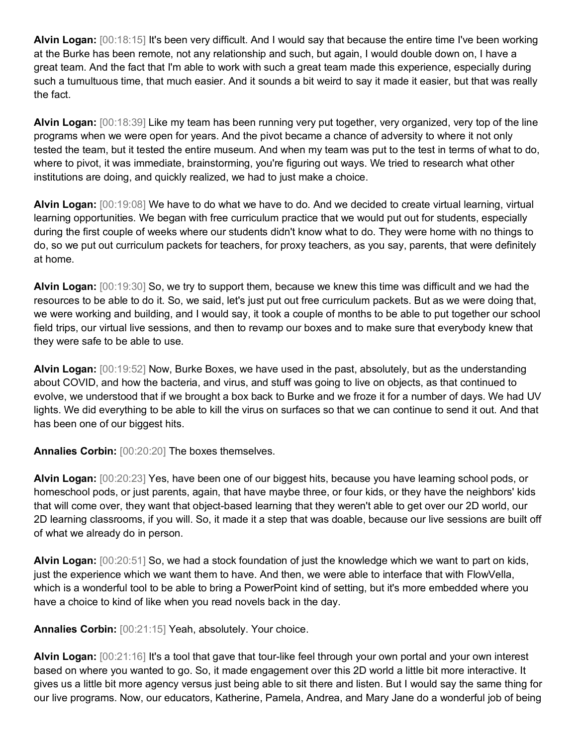**Alvin Logan:** [00:18:15] It's been very difficult. And I would say that because the entire time I've been working at the Burke has been remote, not any relationship and such, but again, I would double down on, I have a great team. And the fact that I'm able to work with such a great team made this experience, especially during such a tumultuous time, that much easier. And it sounds a bit weird to say it made it easier, but that was really the fact.

**Alvin Logan:** [00:18:39] Like my team has been running very put together, very organized, very top of the line programs when we were open for years. And the pivot became a chance of adversity to where it not only tested the team, but it tested the entire museum. And when my team was put to the test in terms of what to do, where to pivot, it was immediate, brainstorming, you're figuring out ways. We tried to research what other institutions are doing, and quickly realized, we had to just make a choice.

**Alvin Logan:** [00:19:08] We have to do what we have to do. And we decided to create virtual learning, virtual learning opportunities. We began with free curriculum practice that we would put out for students, especially during the first couple of weeks where our students didn't know what to do. They were home with no things to do, so we put out curriculum packets for teachers, for proxy teachers, as you say, parents, that were definitely at home.

**Alvin Logan:** [00:19:30] So, we try to support them, because we knew this time was difficult and we had the resources to be able to do it. So, we said, let's just put out free curriculum packets. But as we were doing that, we were working and building, and I would say, it took a couple of months to be able to put together our school field trips, our virtual live sessions, and then to revamp our boxes and to make sure that everybody knew that they were safe to be able to use.

**Alvin Logan:** [00:19:52] Now, Burke Boxes, we have used in the past, absolutely, but as the understanding about COVID, and how the bacteria, and virus, and stuff was going to live on objects, as that continued to evolve, we understood that if we brought a box back to Burke and we froze it for a number of days. We had UV lights. We did everything to be able to kill the virus on surfaces so that we can continue to send it out. And that has been one of our biggest hits.

**Annalies Corbin:** [00:20:20] The boxes themselves.

**Alvin Logan:** [00:20:23] Yes, have been one of our biggest hits, because you have learning school pods, or homeschool pods, or just parents, again, that have maybe three, or four kids, or they have the neighbors' kids that will come over, they want that object-based learning that they weren't able to get over our 2D world, our 2D learning classrooms, if you will. So, it made it a step that was doable, because our live sessions are built off of what we already do in person.

**Alvin Logan:** [00:20:51] So, we had a stock foundation of just the knowledge which we want to part on kids, just the experience which we want them to have. And then, we were able to interface that with FlowVella, which is a wonderful tool to be able to bring a PowerPoint kind of setting, but it's more embedded where you have a choice to kind of like when you read novels back in the day.

**Annalies Corbin:** [00:21:15] Yeah, absolutely. Your choice.

**Alvin Logan:** [00:21:16] It's a tool that gave that tour-like feel through your own portal and your own interest based on where you wanted to go. So, it made engagement over this 2D world a little bit more interactive. It gives us a little bit more agency versus just being able to sit there and listen. But I would say the same thing for our live programs. Now, our educators, Katherine, Pamela, Andrea, and Mary Jane do a wonderful job of being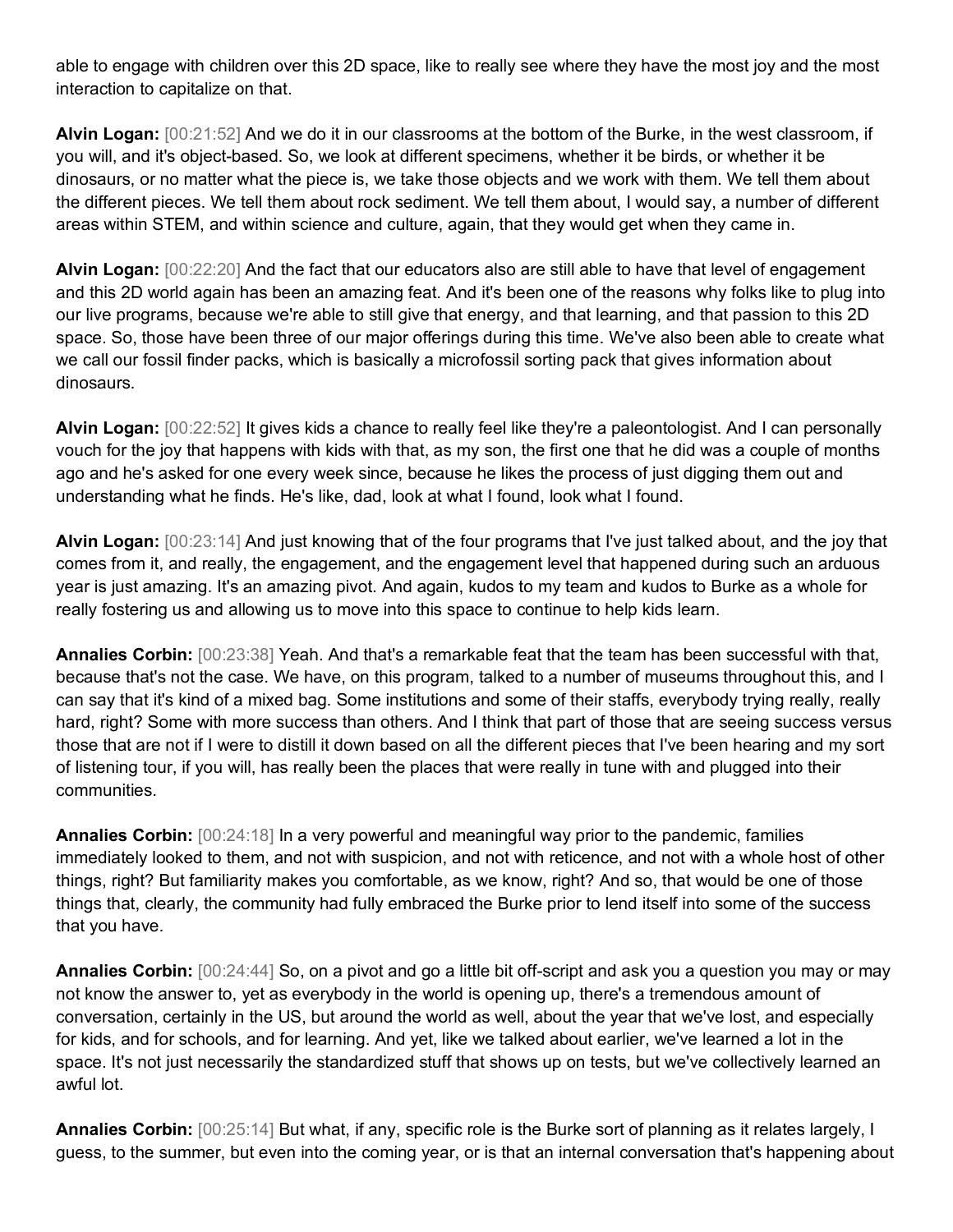able to engage with children over this 2D space, like to really see where they have the most joy and the most interaction to capitalize on that.

**Alvin Logan:** [00:21:52] And we do it in our classrooms at the bottom of the Burke, in the west classroom, if you will, and it's object-based. So, we look at different specimens, whether it be birds, or whether it be dinosaurs, or no matter what the piece is, we take those objects and we work with them. We tell them about the different pieces. We tell them about rock sediment. We tell them about, I would say, a number of different areas within STEM, and within science and culture, again, that they would get when they came in.

**Alvin Logan:** [00:22:20] And the fact that our educators also are still able to have that level of engagement and this 2D world again has been an amazing feat. And it's been one of the reasons why folks like to plug into our live programs, because we're able to still give that energy, and that learning, and that passion to this 2D space. So, those have been three of our major offerings during this time. We've also been able to create what we call our fossil finder packs, which is basically a microfossil sorting pack that gives information about dinosaurs.

**Alvin Logan:** [00:22:52] It gives kids a chance to really feel like they're a paleontologist. And I can personally vouch for the joy that happens with kids with that, as my son, the first one that he did was a couple of months ago and he's asked for one every week since, because he likes the process of just digging them out and understanding what he finds. He's like, dad, look at what I found, look what I found.

**Alvin Logan:** [00:23:14] And just knowing that of the four programs that I've just talked about, and the joy that comes from it, and really, the engagement, and the engagement level that happened during such an arduous year is just amazing. It's an amazing pivot. And again, kudos to my team and kudos to Burke as a whole for really fostering us and allowing us to move into this space to continue to help kids learn.

**Annalies Corbin:** [00:23:38] Yeah. And that's a remarkable feat that the team has been successful with that, because that's not the case. We have, on this program, talked to a number of museums throughout this, and I can say that it's kind of a mixed bag. Some institutions and some of their staffs, everybody trying really, really hard, right? Some with more success than others. And I think that part of those that are seeing success versus those that are not if I were to distill it down based on all the different pieces that I've been hearing and my sort of listening tour, if you will, has really been the places that were really in tune with and plugged into their communities.

**Annalies Corbin:** [00:24:18] In a very powerful and meaningful way prior to the pandemic, families immediately looked to them, and not with suspicion, and not with reticence, and not with a whole host of other things, right? But familiarity makes you comfortable, as we know, right? And so, that would be one of those things that, clearly, the community had fully embraced the Burke prior to lend itself into some of the success that you have.

**Annalies Corbin:** [00:24:44] So, on a pivot and go a little bit off-script and ask you a question you may or may not know the answer to, yet as everybody in the world is opening up, there's a tremendous amount of conversation, certainly in the US, but around the world as well, about the year that we've lost, and especially for kids, and for schools, and for learning. And yet, like we talked about earlier, we've learned a lot in the space. It's not just necessarily the standardized stuff that shows up on tests, but we've collectively learned an awful lot.

**Annalies Corbin:** [00:25:14] But what, if any, specific role is the Burke sort of planning as it relates largely, I guess, to the summer, but even into the coming year, or is that an internal conversation that's happening about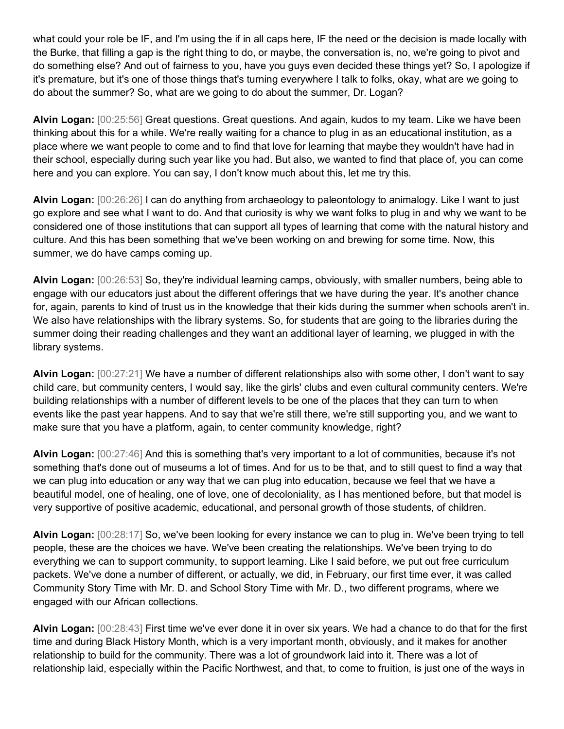what could your role be IF, and I'm using the if in all caps here, IF the need or the decision is made locally with the Burke, that filling a gap is the right thing to do, or maybe, the conversation is, no, we're going to pivot and do something else? And out of fairness to you, have you guys even decided these things yet? So, I apologize if it's premature, but it's one of those things that's turning everywhere I talk to folks, okay, what are we going to do about the summer? So, what are we going to do about the summer, Dr. Logan?

**Alvin Logan:** [00:25:56] Great questions. Great questions. And again, kudos to my team. Like we have been thinking about this for a while. We're really waiting for a chance to plug in as an educational institution, as a place where we want people to come and to find that love for learning that maybe they wouldn't have had in their school, especially during such year like you had. But also, we wanted to find that place of, you can come here and you can explore. You can say, I don't know much about this, let me try this.

**Alvin Logan:** [00:26:26] I can do anything from archaeology to paleontology to animalogy. Like I want to just go explore and see what I want to do. And that curiosity is why we want folks to plug in and why we want to be considered one of those institutions that can support all types of learning that come with the natural history and culture. And this has been something that we've been working on and brewing for some time. Now, this summer, we do have camps coming up.

**Alvin Logan:** [00:26:53] So, they're individual learning camps, obviously, with smaller numbers, being able to engage with our educators just about the different offerings that we have during the year. It's another chance for, again, parents to kind of trust us in the knowledge that their kids during the summer when schools aren't in. We also have relationships with the library systems. So, for students that are going to the libraries during the summer doing their reading challenges and they want an additional layer of learning, we plugged in with the library systems.

**Alvin Logan:** [00:27:21] We have a number of different relationships also with some other, I don't want to say child care, but community centers, I would say, like the girls' clubs and even cultural community centers. We're building relationships with a number of different levels to be one of the places that they can turn to when events like the past year happens. And to say that we're still there, we're still supporting you, and we want to make sure that you have a platform, again, to center community knowledge, right?

**Alvin Logan:** [00:27:46] And this is something that's very important to a lot of communities, because it's not something that's done out of museums a lot of times. And for us to be that, and to still quest to find a way that we can plug into education or any way that we can plug into education, because we feel that we have a beautiful model, one of healing, one of love, one of decoloniality, as I has mentioned before, but that model is very supportive of positive academic, educational, and personal growth of those students, of children.

**Alvin Logan:** [00:28:17] So, we've been looking for every instance we can to plug in. We've been trying to tell people, these are the choices we have. We've been creating the relationships. We've been trying to do everything we can to support community, to support learning. Like I said before, we put out free curriculum packets. We've done a number of different, or actually, we did, in February, our first time ever, it was called Community Story Time with Mr. D. and School Story Time with Mr. D., two different programs, where we engaged with our African collections.

**Alvin Logan:** [00:28:43] First time we've ever done it in over six years. We had a chance to do that for the first time and during Black History Month, which is a very important month, obviously, and it makes for another relationship to build for the community. There was a lot of groundwork laid into it. There was a lot of relationship laid, especially within the Pacific Northwest, and that, to come to fruition, is just one of the ways in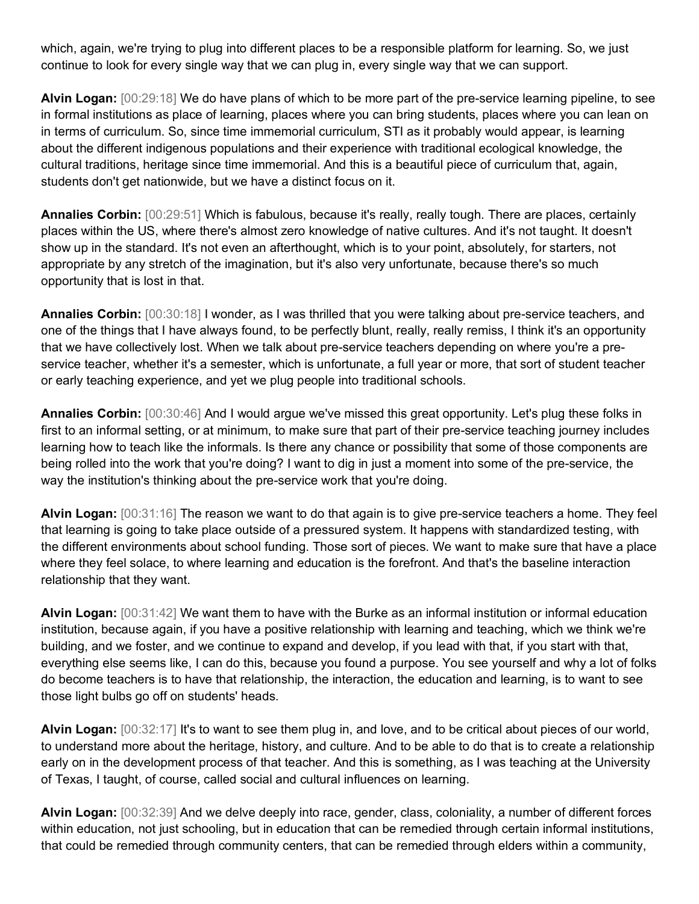which, again, we're trying to plug into different places to be a responsible platform for learning. So, we just continue to look for every single way that we can plug in, every single way that we can support.

**Alvin Logan:** [00:29:18] We do have plans of which to be more part of the pre-service learning pipeline, to see in formal institutions as place of learning, places where you can bring students, places where you can lean on in terms of curriculum. So, since time immemorial curriculum, STI as it probably would appear, is learning about the different indigenous populations and their experience with traditional ecological knowledge, the cultural traditions, heritage since time immemorial. And this is a beautiful piece of curriculum that, again, students don't get nationwide, but we have a distinct focus on it.

**Annalies Corbin:** [00:29:51] Which is fabulous, because it's really, really tough. There are places, certainly places within the US, where there's almost zero knowledge of native cultures. And it's not taught. It doesn't show up in the standard. It's not even an afterthought, which is to your point, absolutely, for starters, not appropriate by any stretch of the imagination, but it's also very unfortunate, because there's so much opportunity that is lost in that.

**Annalies Corbin:** [00:30:18] I wonder, as I was thrilled that you were talking about pre-service teachers, and one of the things that I have always found, to be perfectly blunt, really, really remiss, I think it's an opportunity that we have collectively lost. When we talk about pre-service teachers depending on where you're a pre-service teacher, whether it's a semester, which is unfortunate, a full year or more, that sort of student teacher or early teaching experience, and yet we plug people into traditional schools.

**Annalies Corbin:** [00:30:46] And I would argue we've missed this great opportunity. Let's plug these folks in first to an informal setting, or at minimum, to make sure that part of their pre-service teaching journey includes learning how to teach like the informals. Is there any chance or possibility that some of those components are being rolled into the work that you're doing? I want to dig in just a moment into some of the pre-service, the way the institution's thinking about the pre-service work that you're doing.

**Alvin Logan:** [00:31:16] The reason we want to do that again is to give pre-service teachers a home. They feel that learning is going to take place outside of a pressured system. It happens with standardized testing, with the different environments about school funding. Those sort of pieces. We want to make sure that have a place where they feel solace, to where learning and education is the forefront. And that's the baseline interaction relationship that they want.

**Alvin Logan:** [00:31:42] We want them to have with the Burke as an informal institution or informal education institution, because again, if you have a positive relationship with learning and teaching, which we think we're building, and we foster, and we continue to expand and develop, if you lead with that, if you start with that, everything else seems like, I can do this, because you found a purpose. You see yourself and why a lot of folks do become teachers is to have that relationship, the interaction, the education and learning, is to want to see those light bulbs go off on students' heads.

**Alvin Logan:** [00:32:17] It's to want to see them plug in, and love, and to be critical about pieces of our world, to understand more about the heritage, history, and culture. And to be able to do that is to create a relationship early on in the development process of that teacher. And this is something, as I was teaching at the University of Texas, I taught, of course, called social and cultural influences on learning.

**Alvin Logan:** [00:32:39] And we delve deeply into race, gender, class, coloniality, a number of different forces within education, not just schooling, but in education that can be remedied through certain informal institutions, that could be remedied through community centers, that can be remedied through elders within a community,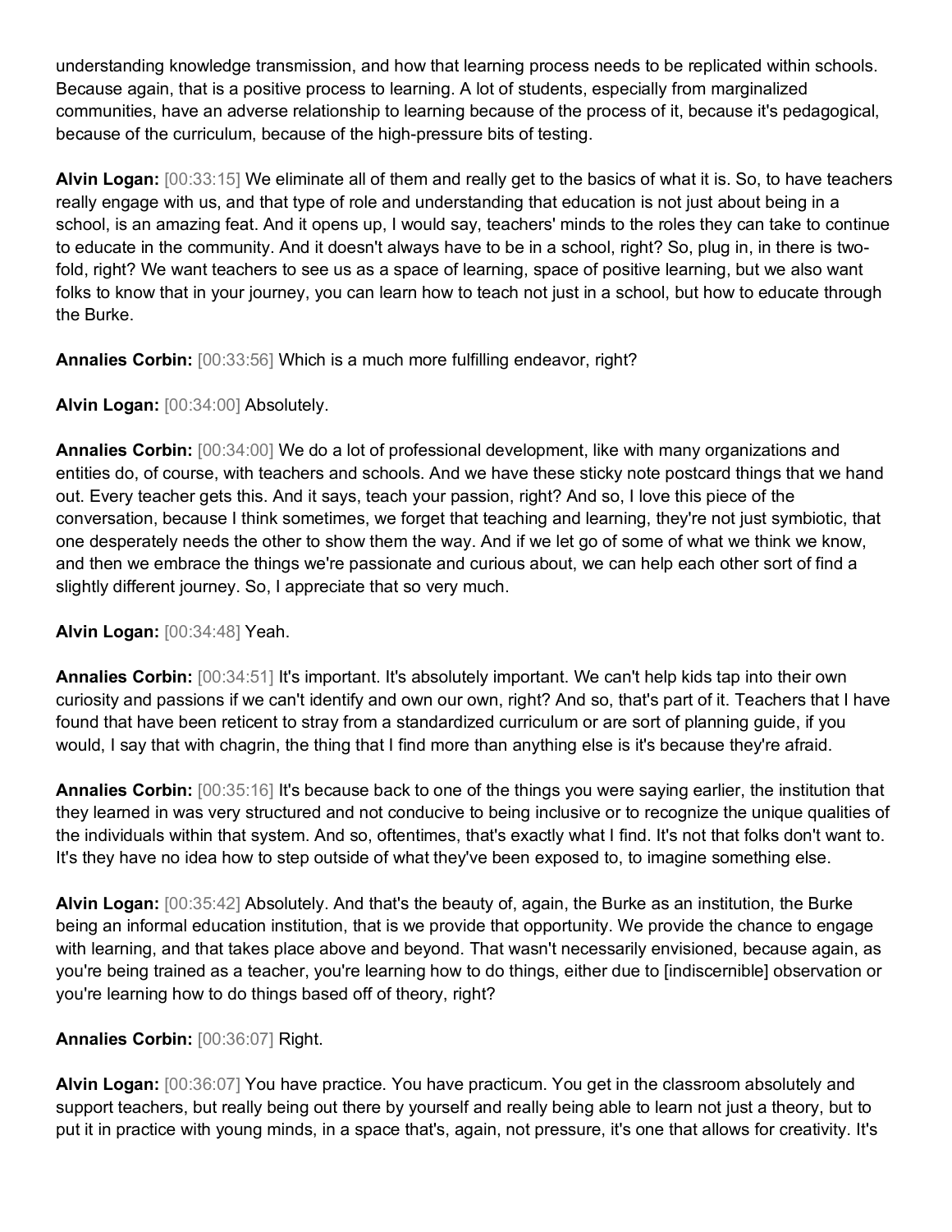understanding knowledge transmission, and how that learning process needs to be replicated within schools. Because again, that is a positive process to learning. A lot of students, especially from marginalized communities, have an adverse relationship to learning because of the process of it, because it's pedagogical, because of the curriculum, because of the high-pressure bits of testing.

**Alvin Logan:** [00:33:15] We eliminate all of them and really get to the basics of what it is. So, to have teachers really engage with us, and that type of role and understanding that education is not just about being in a school, is an amazing feat. And it opens up, I would say, teachers' minds to the roles they can take to continue to educate in the community. And it doesn't always have to be in a school, right? So, plug in, in there is two-fold, right? We want teachers to see us as a space of learning, space of positive learning, but we also want folks to know that in your journey, you can learn how to teach not just in a school, but how to educate through the Burke.

**Annalies Corbin:** [00:33:56] Which is a much more fulfilling endeavor, right?

**Alvin Logan:** [00:34:00] Absolutely.

**Annalies Corbin:** [00:34:00] We do a lot of professional development, like with many organizations and entities do, of course, with teachers and schools. And we have these sticky note postcard things that we hand out. Every teacher gets this. And it says, teach your passion, right? And so, I love this piece of the conversation, because I think sometimes, we forget that teaching and learning, they're not just symbiotic, that one desperately needs the other to show them the way. And if we let go of some of what we think we know, and then we embrace the things we're passionate and curious about, we can help each other sort of find a slightly different journey. So, I appreciate that so very much.

**Alvin Logan:** [00:34:48] Yeah.

**Annalies Corbin:** [00:34:51] It's important. It's absolutely important. We can't help kids tap into their own curiosity and passions if we can't identify and own our own, right? And so, that's part of it. Teachers that I have found that have been reticent to stray from a standardized curriculum or are sort of planning guide, if you would, I say that with chagrin, the thing that I find more than anything else is it's because they're afraid.

**Annalies Corbin:** [00:35:16] It's because back to one of the things you were saying earlier, the institution that they learned in was very structured and not conducive to being inclusive or to recognize the unique qualities of the individuals within that system. And so, oftentimes, that's exactly what I find. It's not that folks don't want to. It's they have no idea how to step outside of what they've been exposed to, to imagine something else.

**Alvin Logan:** [00:35:42] Absolutely. And that's the beauty of, again, the Burke as an institution, the Burke being an informal education institution, that is we provide that opportunity. We provide the chance to engage with learning, and that takes place above and beyond. That wasn't necessarily envisioned, because again, as you're being trained as a teacher, you're learning how to do things, either due to [indiscernible] observation or you're learning how to do things based off of theory, right?

**Annalies Corbin:** [00:36:07] Right.

**Alvin Logan:** [00:36:07] You have practice. You have practicum. You get in the classroom absolutely and support teachers, but really being out there by yourself and really being able to learn not just a theory, but to put it in practice with young minds, in a space that's, again, not pressure, it's one that allows for creativity. It's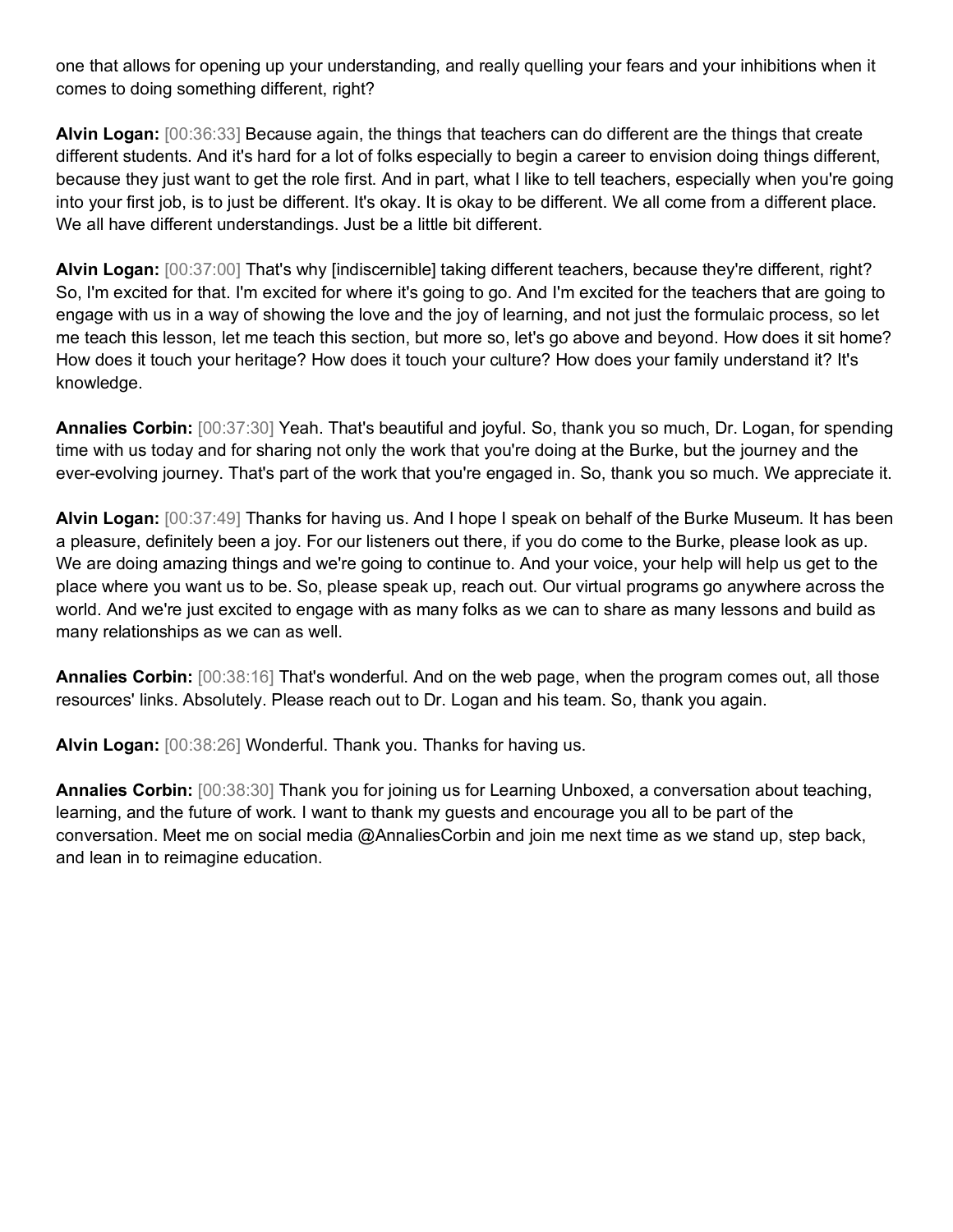one that allows for opening up your understanding, and really quelling your fears and your inhibitions when it comes to doing something different, right?

**Alvin Logan:** [00:36:33] Because again, the things that teachers can do different are the things that create different students. And it's hard for a lot of folks especially to begin a career to envision doing things different, because they just want to get the role first. And in part, what I like to tell teachers, especially when you're going into your first job, is to just be different. It's okay. It is okay to be different. We all come from a different place. We all have different understandings. Just be a little bit different.

**Alvin Logan:** [00:37:00] That's why [indiscernible] taking different teachers, because they're different, right? So, I'm excited for that. I'm excited for where it's going to go. And I'm excited for the teachers that are going to engage with us in a way of showing the love and the joy of learning, and not just the formulaic process, so let me teach this lesson, let me teach this section, but more so, let's go above and beyond. How does it sit home? How does it touch your heritage? How does it touch your culture? How does your family understand it? It's knowledge.

**Annalies Corbin:** [00:37:30] Yeah. That's beautiful and joyful. So, thank you so much, Dr. Logan, for spending time with us today and for sharing not only the work that you're doing at the Burke, but the journey and the ever-evolving journey. That's part of the work that you're engaged in. So, thank you so much. We appreciate it.

**Alvin Logan:** [00:37:49] Thanks for having us. And I hope I speak on behalf of the Burke Museum. It has been a pleasure, definitely been a joy. For our listeners out there, if you do come to the Burke, please look as up. We are doing amazing things and we're going to continue to. And your voice, your help will help us get to the place where you want us to be. So, please speak up, reach out. Our virtual programs go anywhere across the world. And we're just excited to engage with as many folks as we can to share as many lessons and build as many relationships as we can as well.

**Annalies Corbin:** [00:38:16] That's wonderful. And on the web page, when the program comes out, all those resources' links. Absolutely. Please reach out to Dr. Logan and his team. So, thank you again.

**Alvin Logan:** [00:38:26] Wonderful. Thank you. Thanks for having us.

**Annalies Corbin:** [00:38:30] Thank you for joining us for Learning Unboxed, a conversation about teaching, learning, and the future of work. I want to thank my guests and encourage you all to be part of the conversation. Meet me on social media @AnnaliesCorbin and join me next time as we stand up, step back, and lean in to reimagine education.